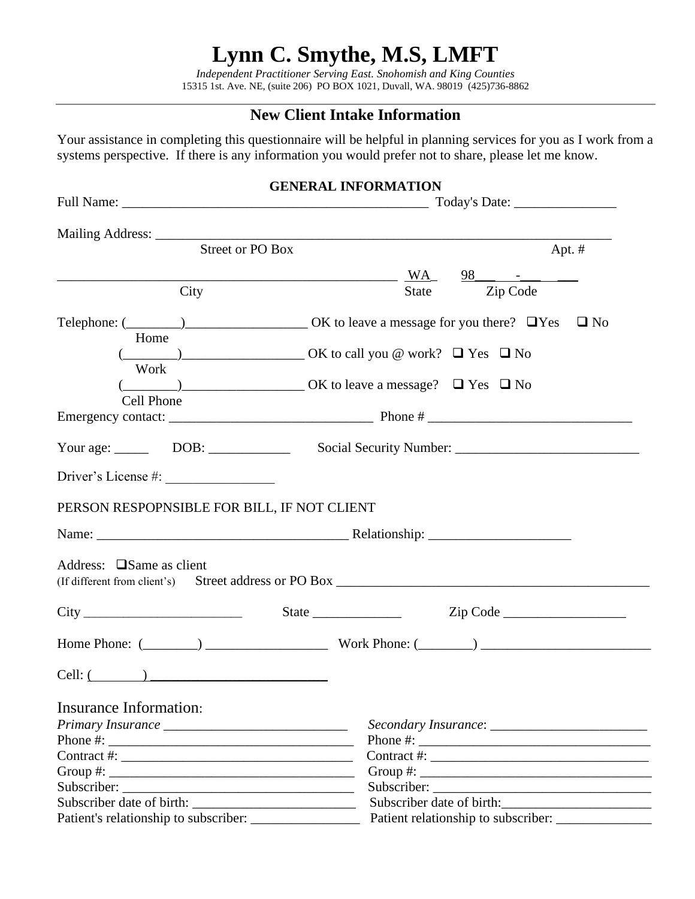# Lynn C. Smythe, M.S, LMFT

*Independent Practitioner Serving East. Snohomish and King Counties*
15315 1st. Ave. NE, (suite 206) PO BOX 1021, Duvall, WA. 98019 (425)736-8862

## New Client Intake Information

Your assistance in completing this questionnaire will be helpful in planning services for you as I work from a systems perspective. If there is any information you would prefer not to share, please let me know.

### GENERAL INFORMATION

Full Name: ______________________________________________ Today's Date: _______________

Mailing Address: _____________________________________________________________________
Street or PO Box Apt. #

___________________________________________________ WA_ 98___ -___ ___
City State Zip Code

Telephone: (________)__________________ OK to leave a message for you there? ❑Yes ❑ No
Home

(________)__________________ OK to call you @ work? ❑ Yes ❑ No
Work

(________)__________________ OK to leave a message? ❑ Yes ❑ No
Cell Phone

Emergency contact: ______________________________ Phone # ______________________________

Your age: _____ DOB: ____________ Social Security Number: ___________________________

Driver's License #: ________________

PERSON RESPOPNSIBLE FOR BILL, IF NOT CLIENT

Name: ______________________________________ Relationship: _____________________

Address: ❑Same as client
(If different from client's) Street address or PO Box _______________________________________________

City ________________________ State _____________ Zip Code __________________

Home Phone: (________) __________________ Work Phone: (________) _________________________

Cell: (________) ___________________________

Insurance Information:

*Primary Insurance* ___________________________
Phone #: ___________________________________
Contract #: _________________________________
Group #: ___________________________________
Subscriber: _________________________________
Subscriber date of birth: ________________________
Patient's relationship to subscriber: ________________

*Secondary Insurance*: _______________________
Phone #: __________________________________
Contract #: ________________________________
Group #: __________________________________
Subscriber: ________________________________
Subscriber date of birth:______________________
Patient relationship to subscriber: ______________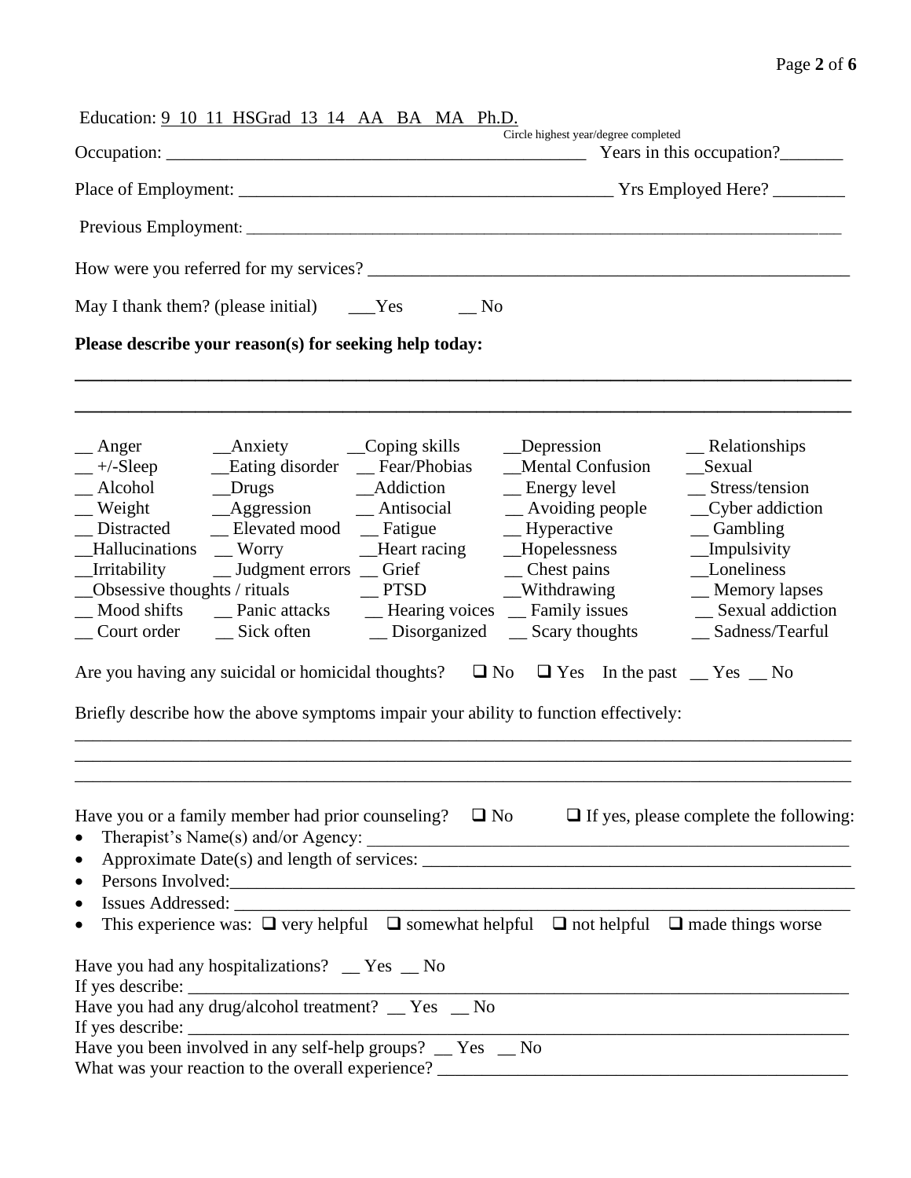Education: 9 10 11 HSGrad 13 14 AA BA MA Ph.D.
Circle highest year/degree completed

Occupation: ______________________________________________ Years in this occupation?_______

Place of Employment: ________________________________________ Yrs Employed Here? ________

Previous Employment: ______________________________________________________________________

How were you referred for my services? ______________________________________________________

May I thank them? (please initial) ___Yes __ No

**Please describe your reason(s) for seeking help today:**

______________________________________________________________________________________

______________________________________________________________________________________

| | | | | |
|---|---|---|---|---|
| __ Anger | __Anxiety | __Coping skills | __Depression | __ Relationships |
| __ +/-Sleep | __Eating disorder | __ Fear/Phobias | __Mental Confusion | __Sexual |
| __ Alcohol | __Drugs | __Addiction | __ Energy level | __ Stress/tension |
| __ Weight | __Aggression | __ Antisocial | __ Avoiding people | __Cyber addiction |
| __ Distracted | __ Elevated mood | __ Fatigue | __ Hyperactive | __ Gambling |
| __Hallucinations | __ Worry | __Heart racing | __Hopelessness | __Impulsivity |
| __Irritability | __ Judgment errors | __ Grief | __ Chest pains | __Loneliness |
| __Obsessive thoughts / rituals | | __ PTSD | __Withdrawing | __ Memory lapses |
| __ Mood shifts | __ Panic attacks | __ Hearing voices | __ Family issues | __ Sexual addiction |
| __ Court order | __ Sick often | __ Disorganized | __ Scary thoughts | __ Sadness/Tearful |

Are you having any suicidal or homicidal thoughts? ❑ No ❑ Yes In the past __ Yes __ No

Briefly describe how the above symptoms impair your ability to function effectively:

______________________________________________________________________________________

______________________________________________________________________________________

______________________________________________________________________________________

Have you or a family member had prior counseling? ❑ No ❑ If yes, please complete the following:

- Therapist's Name(s) and/or Agency: _______________________________________________________
- Approximate Date(s) and length of services: _________________________________________________
- Persons Involved:_______________________________________________________________________
- Issues Addressed: _______________________________________________________________________
- This experience was: ❑ very helpful ❑ somewhat helpful ❑ not helpful ❑ made things worse

Have you had any hospitalizations? __ Yes __ No
If yes describe: _________________________________________________________________________
Have you had any drug/alcohol treatment? __ Yes __ No
If yes describe: _________________________________________________________________________
Have you been involved in any self-help groups? __ Yes __ No
What was your reaction to the overall experience? _____________________________________________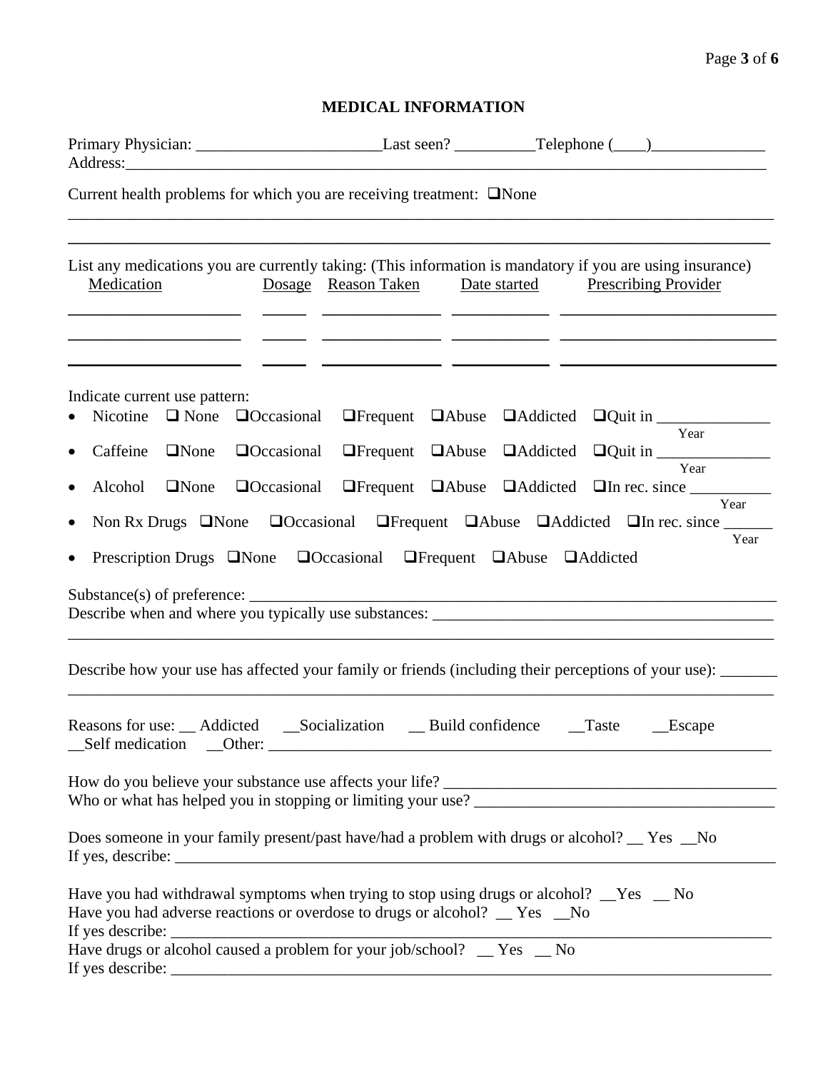## MEDICAL INFORMATION

Primary Physician: _______________________Last seen? __________Telephone (____)______________
Address:_______________________________________________________________________________

Current health problems for which you are receiving treatment: ❑None

_____________________________________________________________________________________

_____________________________________________________________________________________

List any medications you are currently taking: (This information is mandatory if you are using insurance)

| Medication | Dosage | Reason Taken | Date started | Prescribing Provider |
|---|---|---|---|---|
| | | | | |
| | | | | |
| | | | | |

Indicate current use pattern:

- Nicotine ❑ None ❑Occasional ❑Frequent ❑Abuse ❑Addicted ❑Quit in ______________ Year
- Caffeine ❑None ❑Occasional ❑Frequent ❑Abuse ❑Addicted ❑Quit in ______________ Year
- Alcohol ❑None ❑Occasional ❑Frequent ❑Abuse ❑Addicted ❑In rec. since __________ Year
- Non Rx Drugs ❑None ❑Occasional ❑Frequent ❑Abuse ❑Addicted ❑In rec. since ______ Year
- Prescription Drugs ❑None ❑Occasional ❑Frequent ❑Abuse ❑Addicted

Substance(s) of preference: _____________________________________________________________
Describe when and where you typically use substances: ___________________________________________
_____________________________________________________________________________________

Describe how your use has affected your family or friends (including their perceptions of your use): _______
_____________________________________________________________________________________

Reasons for use: __ Addicted __Socialization __ Build confidence __Taste __Escape
__Self medication __Other: _______________________________________________________________

How do you believe your substance use affects your life? ________________________________________
Who or what has helped you in stopping or limiting your use? _____________________________________

Does someone in your family present/past have/had a problem with drugs or alcohol? __ Yes __No
If yes, describe: _________________________________________________________________________

Have you had withdrawal symptoms when trying to stop using drugs or alcohol? __Yes __ No
Have you had adverse reactions or overdose to drugs or alcohol? __ Yes __No
If yes describe: _________________________________________________________________________
Have drugs or alcohol caused a problem for your job/school? __ Yes __ No
If yes describe: _________________________________________________________________________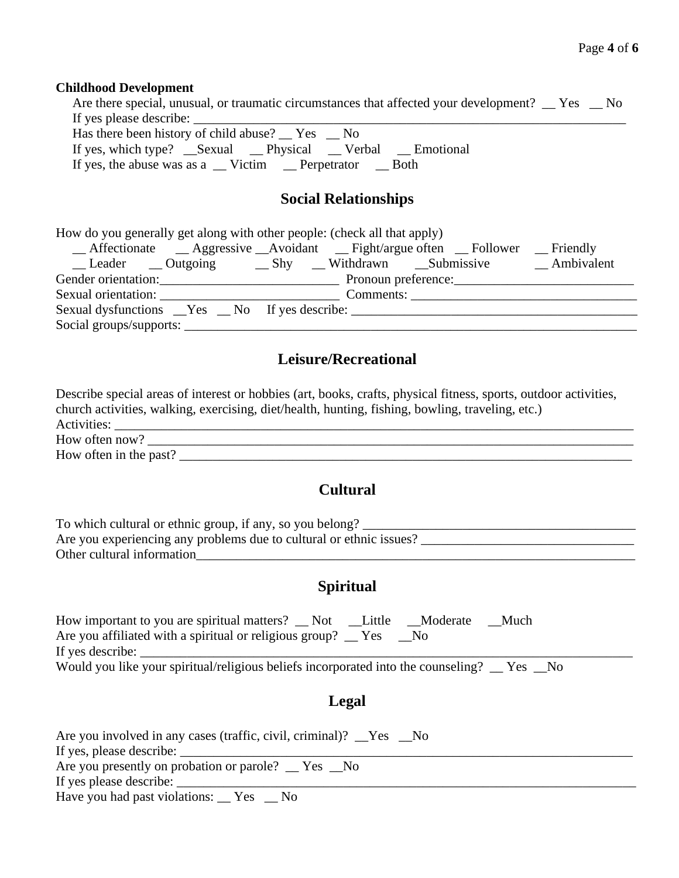**Childhood Development**

Are there special, unusual, or traumatic circumstances that affected your development? __ Yes __ No

If yes please describe: ______________________________________________________________________

Has there been history of child abuse? __ Yes __ No

If yes, which type? __Sexual __ Physical __ Verbal __ Emotional

If yes, the abuse was as a __ Victim __ Perpetrator __ Both

## Social Relationships

How do you generally get along with other people: (check all that apply)

__ Affectionate __ Aggressive __Avoidant __ Fight/argue often __ Follower __ Friendly
__ Leader __ Outgoing __ Shy __ Withdrawn __Submissive __ Ambivalent

Gender orientation:___________________________ Pronoun preference:___________________________

Sexual orientation: ___________________________ Comments: __________________________________

Sexual dysfunctions __Yes __ No If yes describe: ____________________________________________

Social groups/supports: ________________________________________________________________

## Leisure/Recreational

Describe special areas of interest or hobbies (art, books, crafts, physical fitness, sports, outdoor activities, church activities, walking, exercising, diet/health, hunting, fishing, bowling, traveling, etc.)

Activities: _________________________________________________________________________________

How often now? _____________________________________________________________________________

How often in the past? _______________________________________________________________________

## Cultural

To which cultural or ethnic group, if any, so you belong? __________________________________________

Are you experiencing any problems due to cultural or ethnic issues? ________________________________

Other cultural information_______________________________________________________________________

## Spiritual

How important to you are spiritual matters? __ Not __Little __Moderate __Much

Are you affiliated with a spiritual or religious group? __ Yes __No

If yes describe: ______________________________________________________________________________

Would you like your spiritual/religious beliefs incorporated into the counseling? __ Yes __No

## Legal

Are you involved in any cases (traffic, civil, criminal)? __Yes __No

If yes, please describe: _________________________________________________________________________

Are you presently on probation or parole? __ Yes __No

If yes please describe: _________________________________________________________________________

Have you had past violations: __ Yes __ No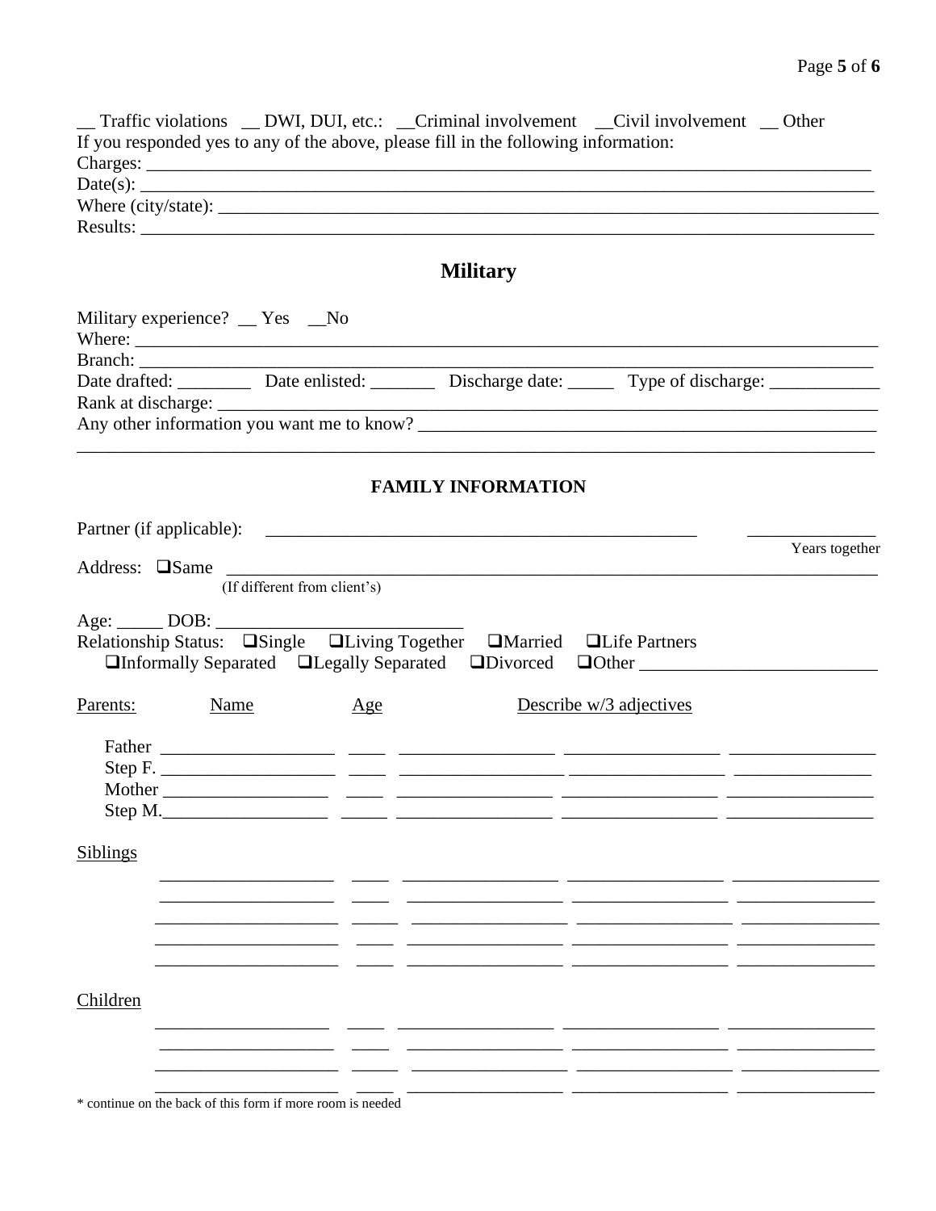__ Traffic violations __ DWI, DUI, etc.: __Criminal involvement __Civil involvement __ Other

If you responded yes to any of the above, please fill in the following information:

Charges: ____________________________________________________________________________

Date(s): ____________________________________________________________________________

Where (city/state): ____________________________________________________________________

Results: ____________________________________________________________________________

## Military

Military experience? __ Yes __No

Where: _____________________________________________________________________________

Branch: ____________________________________________________________________________

Date drafted: ________ Date enlisted: _______ Discharge date: _____ Type of discharge: ____________

Rank at discharge: _____________________________________________________________________

Any other information you want me to know? _________________________________________________

_____________________________________________________________________________________

### FAMILY INFORMATION

Partner (if applicable): ________________________________________________ ______________

Years together

Address: ❑Same _____________________________________________________________________

(If different from client's)

Age: _____ DOB: ___________________________

Relationship Status: ❑Single ❑Living Together ❑Married ❑Life Partners

❑Informally Separated ❑Legally Separated ❑Divorced ❑Other _________________________

| Parents: | Name | Age | Describe w/3 adjectives | | |
|---|---|---|---|---|---|
| Father | __________________ | ____ | ________________ | ________________ | ________________ |
| Step F. | __________________ | ____ | ________________ | ________________ | ________________ |
| Mother | __________________ | ____ | ________________ | ________________ | ________________ |
| Step M. | __________________ | ____ | ________________ | ________________ | ________________ |

Siblings

| | | | | |
|---|---|---|---|---|
| __________________ | ____ | ________________ | ________________ | ________________ |
| __________________ | ____ | ________________ | ________________ | ________________ |
| __________________ | ____ | ________________ | ________________ | ________________ |
| __________________ | ____ | ________________ | ________________ | ________________ |
| __________________ | ____ | ________________ | ________________ | ________________ |

Children

| | | | | |
|---|---|---|---|---|
| __________________ | ____ | ________________ | ________________ | ________________ |
| __________________ | ____ | ________________ | ________________ | ________________ |
| __________________ | ____ | ________________ | ________________ | ________________ |
| __________________ | ____ | ________________ | ________________ | ________________ |

* continue on the back of this form if more room is needed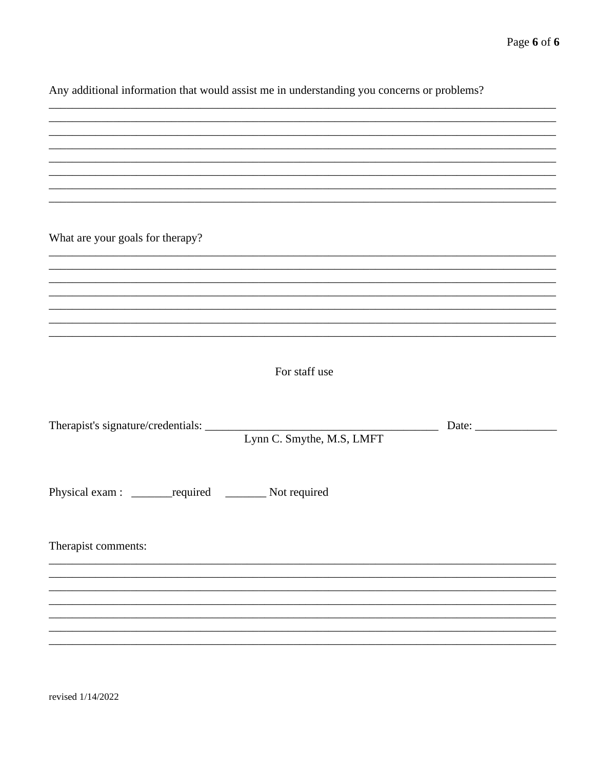Any additional information that would assist me in understanding you concerns or problems?

______________________________________________________________________________
______________________________________________________________________________
______________________________________________________________________________
______________________________________________________________________________
______________________________________________________________________________
______________________________________________________________________________
______________________________________________________________________________
______________________________________________________________________________

What are your goals for therapy?

______________________________________________________________________________
______________________________________________________________________________
______________________________________________________________________________
______________________________________________________________________________
______________________________________________________________________________
______________________________________________________________________________
______________________________________________________________________________

For staff use

Therapist's signature/credentials: ________________________________________ Date: ______________
Lynn C. Smythe, M.S, LMFT

Physical exam : _______required _______ Not required

Therapist comments:

______________________________________________________________________________
______________________________________________________________________________
______________________________________________________________________________
______________________________________________________________________________
______________________________________________________________________________
______________________________________________________________________________
______________________________________________________________________________

revised 1/14/2022